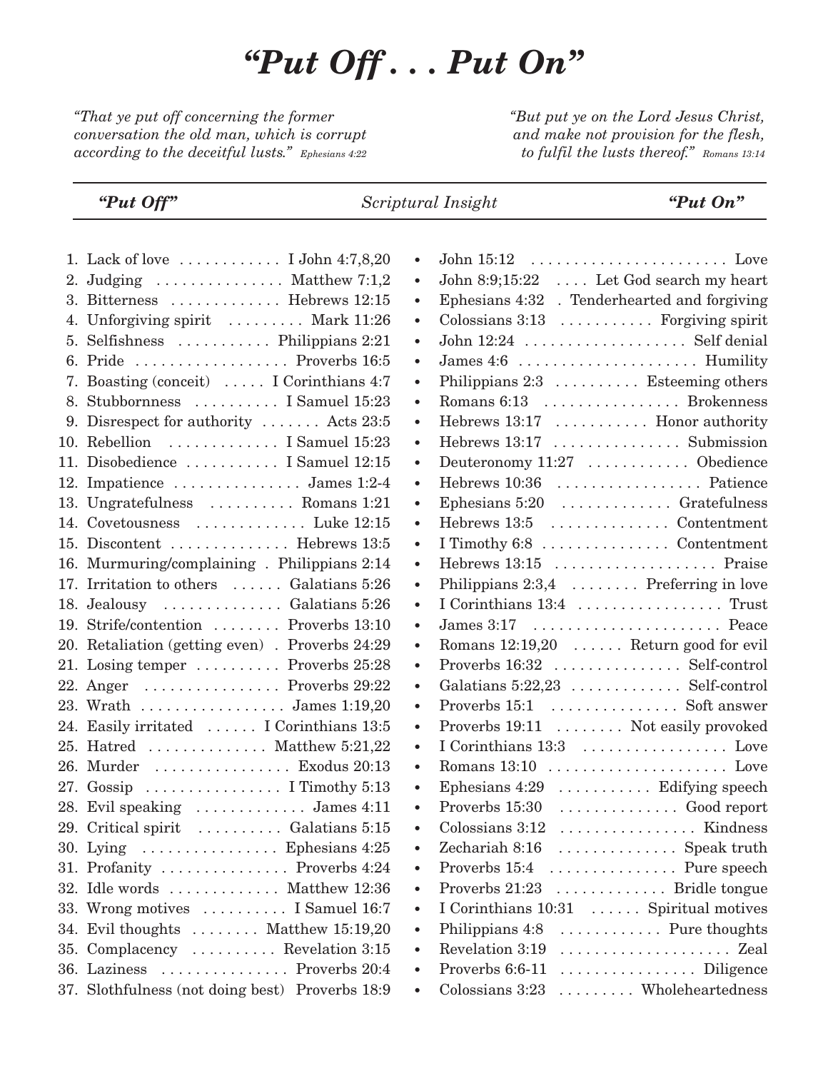# *"Put Off . . . Put On"*

*"That ye put off concerning the former conversation the old man, which is corrupt according to the deceitful lusts."* *Ephesians 4:22*

*"But put ye on the Lord Jesus Christ, and make not provision for the flesh, to fulfil the lusts thereof."* *Romans 13:14*

| | *"Put Off"* | *Scriptural Insight* | | *"Put On"* |
|---|---|---|---|---|
| 1. | Lack of love | I John 4:7,8,20 | John 15:12 | Love |
| 2. | Judging | Matthew 7:1,2 | John 8:9;15:22 | Let God search my heart |
| 3. | Bitterness | Hebrews 12:15 | Ephesians 4:32 | Tenderhearted and forgiving |
| 4. | Unforgiving spirit | Mark 11:26 | Colossians 3:13 | Forgiving spirit |
| 5. | Selfishness | Philippians 2:21 | John 12:24 | Self denial |
| 6. | Pride | Proverbs 16:5 | James 4:6 | Humility |
| 7. | Boasting (conceit) | I Corinthians 4:7 | Philippians 2:3 | Esteeming others |
| 8. | Stubbornness | I Samuel 15:23 | Romans 6:13 | Brokenness |
| 9. | Disrespect for authority | Acts 23:5 | Hebrews 13:17 | Honor authority |
| 10. | Rebellion | I Samuel 15:23 | Hebrews 13:17 | Submission |
| 11. | Disobedience | I Samuel 12:15 | Deuteronomy 11:27 | Obedience |
| 12. | Impatience | James 1:2-4 | Hebrews 10:36 | Patience |
| 13. | Ungratefulness | Romans 1:21 | Ephesians 5:20 | Gratefulness |
| 14. | Covetousness | Luke 12:15 | Hebrews 13:5 | Contentment |
| 15. | Discontent | Hebrews 13:5 | I Timothy 6:8 | Contentment |
| 16. | Murmuring/complaining | Philippians 2:14 | Hebrews 13:15 | Praise |
| 17. | Irritation to others | Galatians 5:26 | Philippians 2:3,4 | Preferring in love |
| 18. | Jealousy | Galatians 5:26 | I Corinthians 13:4 | Trust |
| 19. | Strife/contention | Proverbs 13:10 | James 3:17 | Peace |
| 20. | Retaliation (getting even) | Proverbs 24:29 | Romans 12:19,20 | Return good for evil |
| 21. | Losing temper | Proverbs 25:28 | Proverbs 16:32 | Self-control |
| 22. | Anger | Proverbs 29:22 | Galatians 5:22,23 | Self-control |
| 23. | Wrath | James 1:19,20 | Proverbs 15:1 | Soft answer |
| 24. | Easily irritated | I Corinthians 13:5 | Proverbs 19:11 | Not easily provoked |
| 25. | Hatred | Matthew 5:21,22 | I Corinthians 13:3 | Love |
| 26. | Murder | Exodus 20:13 | Romans 13:10 | Love |
| 27. | Gossip | I Timothy 5:13 | Ephesians 4:29 | Edifying speech |
| 28. | Evil speaking | James 4:11 | Proverbs 15:30 | Good report |
| 29. | Critical spirit | Galatians 5:15 | Colossians 3:12 | Kindness |
| 30. | Lying | Ephesians 4:25 | Zechariah 8:16 | Speak truth |
| 31. | Profanity | Proverbs 4:24 | Proverbs 15:4 | Pure speech |
| 32. | Idle words | Matthew 12:36 | Proverbs 21:23 | Bridle tongue |
| 33. | Wrong motives | I Samuel 16:7 | I Corinthians 10:31 | Spiritual motives |
| 34. | Evil thoughts | Matthew 15:19,20 | Philippians 4:8 | Pure thoughts |
| 35. | Complacency | Revelation 3:15 | Revelation 3:19 | Zeal |
| 36. | Laziness | Proverbs 20:4 | Proverbs 6:6-11 | Diligence |
| 37. | Slothfulness (not doing best) | Proverbs 18:9 | Colossians 3:23 | Wholeheartedness |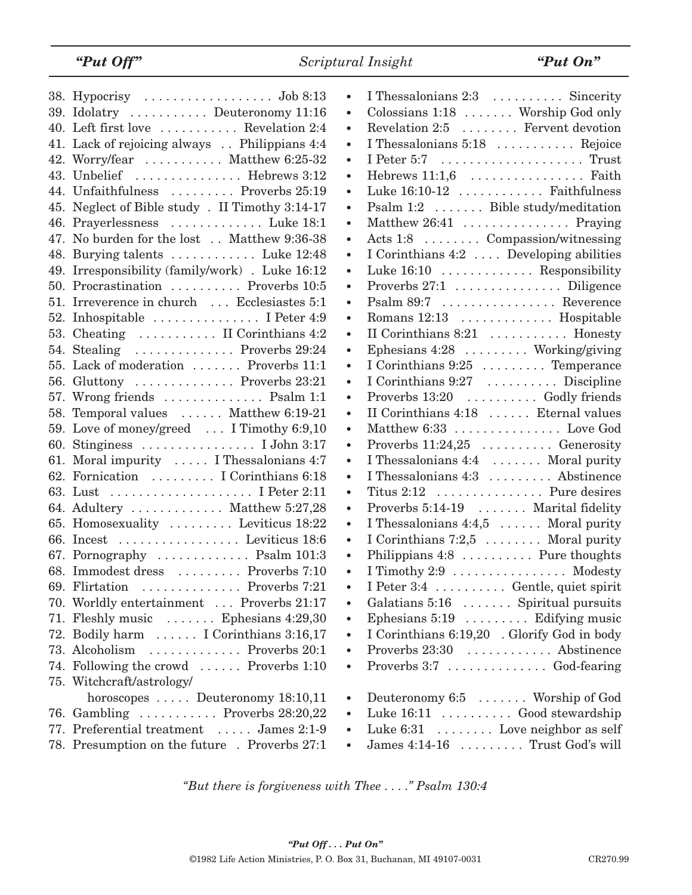| *"Put Off"* | | *Scriptural Insight* | *"Put On"* |
|---|---|---|---|
| 38. Hypocrisy | Job 8:13 | I Thessalonians 2:3 | Sincerity |
| 39. Idolatry | Deuteronomy 11:16 | Colossians 1:18 | Worship God only |
| 40. Left first love | Revelation 2:4 | Revelation 2:5 | Fervent devotion |
| 41. Lack of rejoicing always | Philippians 4:4 | I Thessalonians 5:18 | Rejoice |
| 42. Worry/fear | Matthew 6:25-32 | I Peter 5:7 | Trust |
| 43. Unbelief | Hebrews 3:12 | Hebrews 11:1,6 | Faith |
| 44. Unfaithfulness | Proverbs 25:19 | Luke 16:10-12 | Faithfulness |
| 45. Neglect of Bible study | II Timothy 3:14-17 | Psalm 1:2 | Bible study/meditation |
| 46. Prayerlessness | Luke 18:1 | Matthew 26:41 | Praying |
| 47. No burden for the lost | Matthew 9:36-38 | Acts 1:8 | Compassion/witnessing |
| 48. Burying talents | Luke 12:48 | I Corinthians 4:2 | Developing abilities |
| 49. Irresponsibility (family/work) | Luke 16:12 | Luke 16:10 | Responsibility |
| 50. Procrastination | Proverbs 10:5 | Proverbs 27:1 | Diligence |
| 51. Irreverence in church | Ecclesiastes 5:1 | Psalm 89:7 | Reverence |
| 52. Inhospitable | I Peter 4:9 | Romans 12:13 | Hospitable |
| 53. Cheating | II Corinthians 4:2 | II Corinthians 8:21 | Honesty |
| 54. Stealing | Proverbs 29:24 | Ephesians 4:28 | Working/giving |
| 55. Lack of moderation | Proverbs 11:1 | I Corinthians 9:25 | Temperance |
| 56. Gluttony | Proverbs 23:21 | I Corinthians 9:27 | Discipline |
| 57. Wrong friends | Psalm 1:1 | Proverbs 13:20 | Godly friends |
| 58. Temporal values | Matthew 6:19-21 | II Corinthians 4:18 | Eternal values |
| 59. Love of money/greed | I Timothy 6:9,10 | Matthew 6:33 | Love God |
| 60. Stinginess | I John 3:17 | Proverbs 11:24,25 | Generosity |
| 61. Moral impurity | I Thessalonians 4:7 | I Thessalonians 4:4 | Moral purity |
| 62. Fornication | I Corinthians 6:18 | I Thessalonians 4:3 | Abstinence |
| 63. Lust | I Peter 2:11 | Titus 2:12 | Pure desires |
| 64. Adultery | Matthew 5:27,28 | Proverbs 5:14-19 | Marital fidelity |
| 65. Homosexuality | Leviticus 18:22 | I Thessalonians 4:4,5 | Moral purity |
| 66. Incest | Leviticus 18:6 | I Corinthians 7:2,5 | Moral purity |
| 67. Pornography | Psalm 101:3 | Philippians 4:8 | Pure thoughts |
| 68. Immodest dress | Proverbs 7:10 | I Timothy 2:9 | Modesty |
| 69. Flirtation | Proverbs 7:21 | I Peter 3:4 | Gentle, quiet spirit |
| 70. Worldly entertainment | Proverbs 21:17 | Galatians 5:16 | Spiritual pursuits |
| 71. Fleshly music | Ephesians 4:29,30 | Ephesians 5:19 | Edifying music |
| 72. Bodily harm | I Corinthians 3:16,17 | I Corinthians 6:19,20 | Glorify God in body |
| 73. Alcoholism | Proverbs 20:1 | Proverbs 23:30 | Abstinence |
| 74. Following the crowd | Proverbs 1:10 | Proverbs 3:7 | God-fearing |
| 75. Witchcraft/astrology/horoscopes | Deuteronomy 18:10,11 | Deuteronomy 6:5 | Worship of God |
| 76. Gambling | Proverbs 28:20,22 | Luke 16:11 | Good stewardship |
| 77. Preferential treatment | James 2:1-9 | Luke 6:31 | Love neighbor as self |
| 78. Presumption on the future | Proverbs 27:1 | James 4:14-16 | Trust God's will |

*"But there is forgiveness with Thee . . . ." Psalm 130:4*

***"Put Off . . . Put On"***

©1982 Life Action Ministries, P. O. Box 31, Buchanan, MI 49107-0031 CR270.99